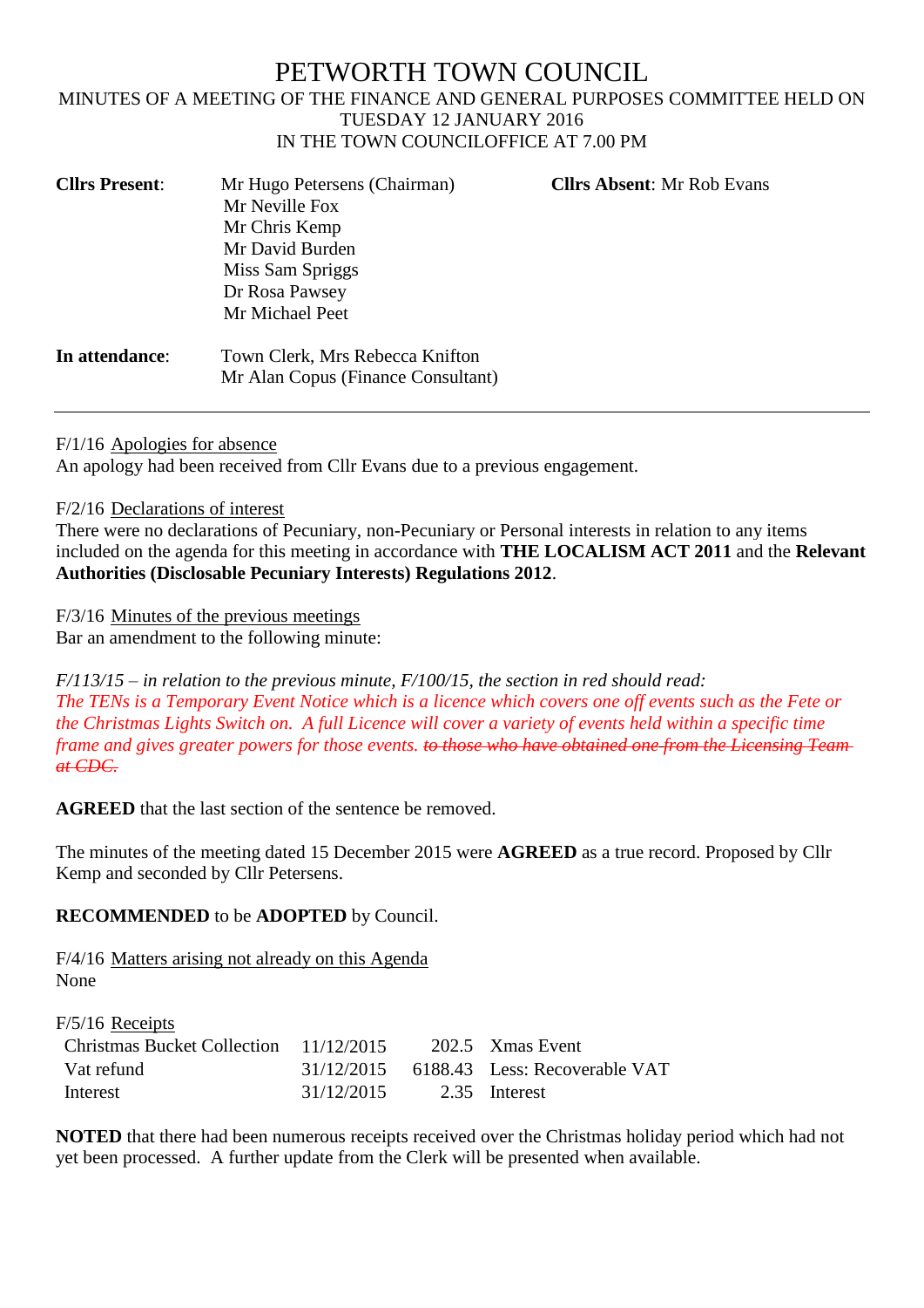# PETWORTH TOWN COUNCIL

MINUTES OF A MEETING OF THE FINANCE AND GENERAL PURPOSES COMMITTEE HELD ON TUESDAY 12 JANUARY 2016
IN THE TOWN COUNCILOFFICE AT 7.00 PM

**Cllrs Present**: Mr Hugo Petersens (Chairman)
Mr Neville Fox
Mr Chris Kemp
Mr David Burden
Miss Sam Spriggs
Dr Rosa Pawsey
Mr Michael Peet

**Cllrs Absent**: Mr Rob Evans

**In attendance**: Town Clerk, Mrs Rebecca Knifton
Mr Alan Copus (Finance Consultant)

---

F/1/16 Apologies for absence
An apology had been received from Cllr Evans due to a previous engagement.

F/2/16 Declarations of interest
There were no declarations of Pecuniary, non-Pecuniary or Personal interests in relation to any items included on the agenda for this meeting in accordance with **THE LOCALISM ACT 2011** and the **Relevant Authorities (Disclosable Pecuniary Interests) Regulations 2012**.

F/3/16 Minutes of the previous meetings
Bar an amendment to the following minute:

*F/113/15 – in relation to the previous minute, F/100/15, the section in red should read:*
*The TENs is a Temporary Event Notice which is a licence which covers one off events such as the Fete or the Christmas Lights Switch on. A full Licence will cover a variety of events held within a specific time frame and gives greater powers for those events.* ~~*to those who have obtained one from the Licensing Team at CDC.*~~

**AGREED** that the last section of the sentence be removed.

The minutes of the meeting dated 15 December 2015 were **AGREED** as a true record. Proposed by Cllr Kemp and seconded by Cllr Petersens.

**RECOMMENDED** to be **ADOPTED** by Council.

F/4/16 Matters arising not already on this Agenda
None

F/5/16 Receipts

| | | | |
|---|---|---|---|
| Christmas Bucket Collection | 11/12/2015 | 202.5 | Xmas Event |
| Vat refund | 31/12/2015 | 6188.43 | Less: Recoverable VAT |
| Interest | 31/12/2015 | 2.35 | Interest |

**NOTED** that there had been numerous receipts received over the Christmas holiday period which had not yet been processed. A further update from the Clerk will be presented when available.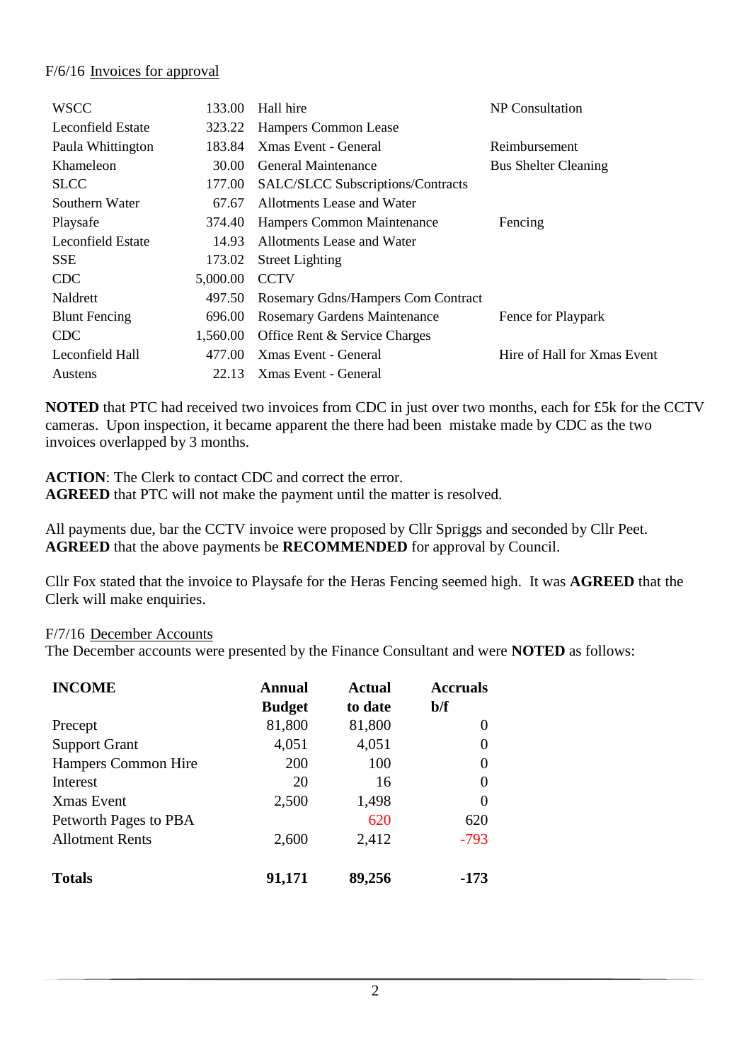F/6/16 Invoices for approval

| | | | |
|---|---|---|---|
| WSCC | 133.00 | Hall hire | NP Consultation |
| Leconfield Estate | 323.22 | Hampers Common Lease | |
| Paula Whittington | 183.84 | Xmas Event - General | Reimbursement |
| Khameleon | 30.00 | General Maintenance | Bus Shelter Cleaning |
| SLCC | 177.00 | SALC/SLCC Subscriptions/Contracts | |
| Southern Water | 67.67 | Allotments Lease and Water | |
| Playsafe | 374.40 | Hampers Common Maintenance | Fencing |
| Leconfield Estate | 14.93 | Allotments Lease and Water | |
| SSE | 173.02 | Street Lighting | |
| CDC | 5,000.00 | CCTV | |
| Naldrett | 497.50 | Rosemary Gdns/Hampers Com Contract | |
| Blunt Fencing | 696.00 | Rosemary Gardens Maintenance | Fence for Playpark |
| CDC | 1,560.00 | Office Rent & Service Charges | |
| Leconfield Hall | 477.00 | Xmas Event - General | Hire of Hall for Xmas Event |
| Austens | 22.13 | Xmas Event - General | |

**NOTED** that PTC had received two invoices from CDC in just over two months, each for £5k for the CCTV cameras. Upon inspection, it became apparent the there had been mistake made by CDC as the two invoices overlapped by 3 months.

**ACTION**: The Clerk to contact CDC and correct the error.
**AGREED** that PTC will not make the payment until the matter is resolved.

All payments due, bar the CCTV invoice were proposed by Cllr Spriggs and seconded by Cllr Peet. **AGREED** that the above payments be **RECOMMENDED** for approval by Council.

Cllr Fox stated that the invoice to Playsafe for the Heras Fencing seemed high. It was **AGREED** that the Clerk will make enquiries.

F/7/16 December Accounts
The December accounts were presented by the Finance Consultant and were **NOTED** as follows:

| **INCOME** | **Annual Budget** | **Actual to date** | **Accruals b/f** |
|---|---|---|---|
| Precept | 81,800 | 81,800 | 0 |
| Support Grant | 4,051 | 4,051 | 0 |
| Hampers Common Hire | 200 | 100 | 0 |
| Interest | 20 | 16 | 0 |
| Xmas Event | 2,500 | 1,498 | 0 |
| Petworth Pages to PBA | | 620 | 620 |
| Allotment Rents | 2,600 | 2,412 | -793 |
| **Totals** | **91,171** | **89,256** | **-173** |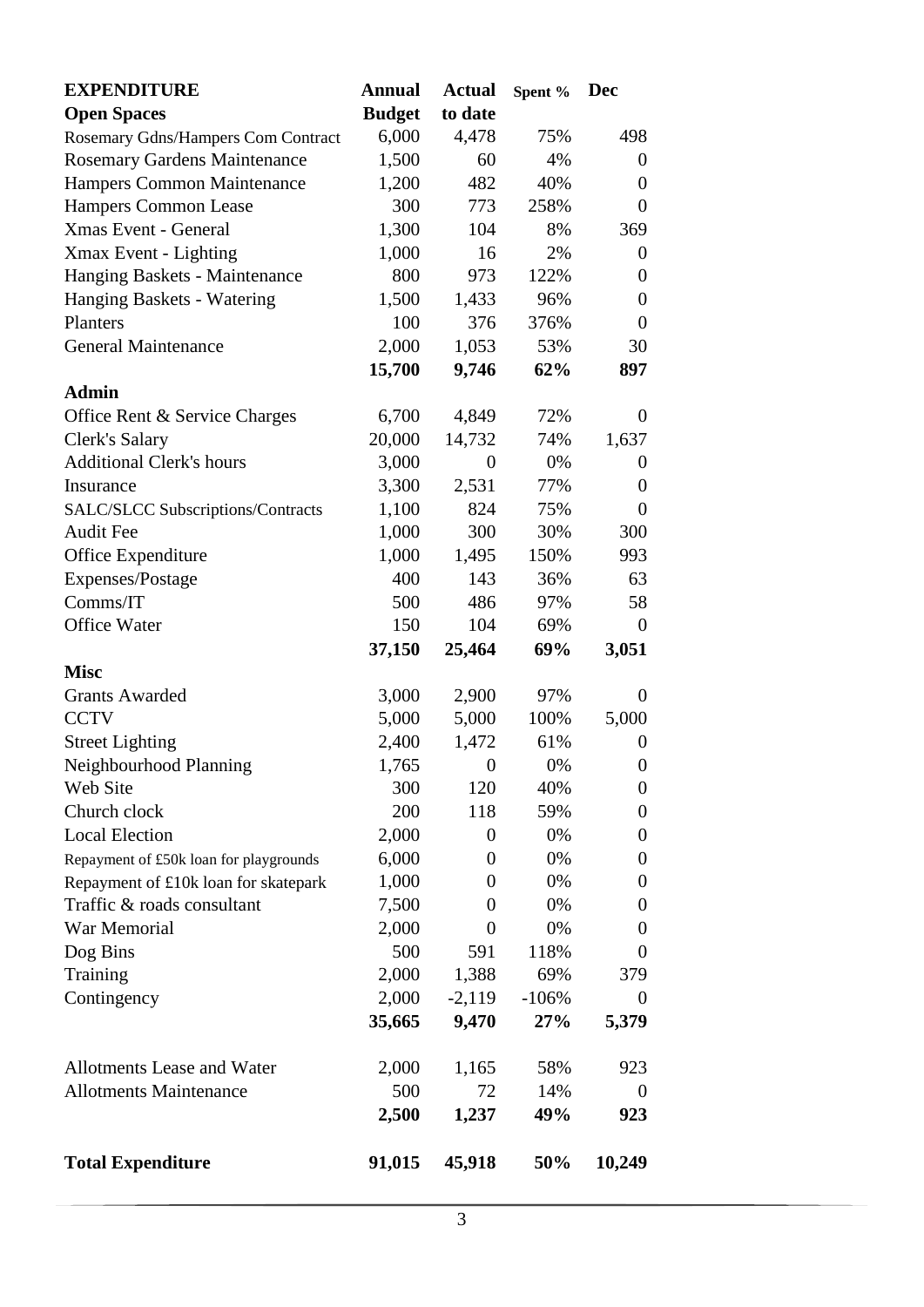| **EXPENDITURE** | **Annual** | **Actual** | **Spent %** | **Dec** |
|---|---|---|---|---|
| **Open Spaces** | **Budget** | **to date** | | |
| Rosemary Gdns/Hampers Com Contract | 6,000 | 4,478 | 75% | 498 |
| Rosemary Gardens Maintenance | 1,500 | 60 | 4% | 0 |
| Hampers Common Maintenance | 1,200 | 482 | 40% | 0 |
| Hampers Common Lease | 300 | 773 | 258% | 0 |
| Xmas Event - General | 1,300 | 104 | 8% | 369 |
| Xmax Event - Lighting | 1,000 | 16 | 2% | 0 |
| Hanging Baskets - Maintenance | 800 | 973 | 122% | 0 |
| Hanging Baskets - Watering | 1,500 | 1,433 | 96% | 0 |
| Planters | 100 | 376 | 376% | 0 |
| General Maintenance | 2,000 | 1,053 | 53% | 30 |
| | **15,700** | **9,746** | **62%** | **897** |
| **Admin** | | | | |
| Office Rent & Service Charges | 6,700 | 4,849 | 72% | 0 |
| Clerk's Salary | 20,000 | 14,732 | 74% | 1,637 |
| Additional Clerk's hours | 3,000 | 0 | 0% | 0 |
| Insurance | 3,300 | 2,531 | 77% | 0 |
| SALC/SLCC Subscriptions/Contracts | 1,100 | 824 | 75% | 0 |
| Audit Fee | 1,000 | 300 | 30% | 300 |
| Office Expenditure | 1,000 | 1,495 | 150% | 993 |
| Expenses/Postage | 400 | 143 | 36% | 63 |
| Comms/IT | 500 | 486 | 97% | 58 |
| Office Water | 150 | 104 | 69% | 0 |
| | **37,150** | **25,464** | **69%** | **3,051** |
| **Misc** | | | | |
| Grants Awarded | 3,000 | 2,900 | 97% | 0 |
| CCTV | 5,000 | 5,000 | 100% | 5,000 |
| Street Lighting | 2,400 | 1,472 | 61% | 0 |
| Neighbourhood Planning | 1,765 | 0 | 0% | 0 |
| Web Site | 300 | 120 | 40% | 0 |
| Church clock | 200 | 118 | 59% | 0 |
| Local Election | 2,000 | 0 | 0% | 0 |
| Repayment of £50k loan for playgrounds | 6,000 | 0 | 0% | 0 |
| Repayment of £10k loan for skatepark | 1,000 | 0 | 0% | 0 |
| Traffic & roads consultant | 7,500 | 0 | 0% | 0 |
| War Memorial | 2,000 | 0 | 0% | 0 |
| Dog Bins | 500 | 591 | 118% | 0 |
| Training | 2,000 | 1,388 | 69% | 379 |
| Contingency | 2,000 | -2,119 | -106% | 0 |
| | **35,665** | **9,470** | **27%** | **5,379** |
| | | | | |
| Allotments Lease and Water | 2,000 | 1,165 | 58% | 923 |
| Allotments Maintenance | 500 | 72 | 14% | 0 |
| | **2,500** | **1,237** | **49%** | **923** |
| | | | | |
| **Total Expenditure** | **91,015** | **45,918** | **50%** | **10,249** |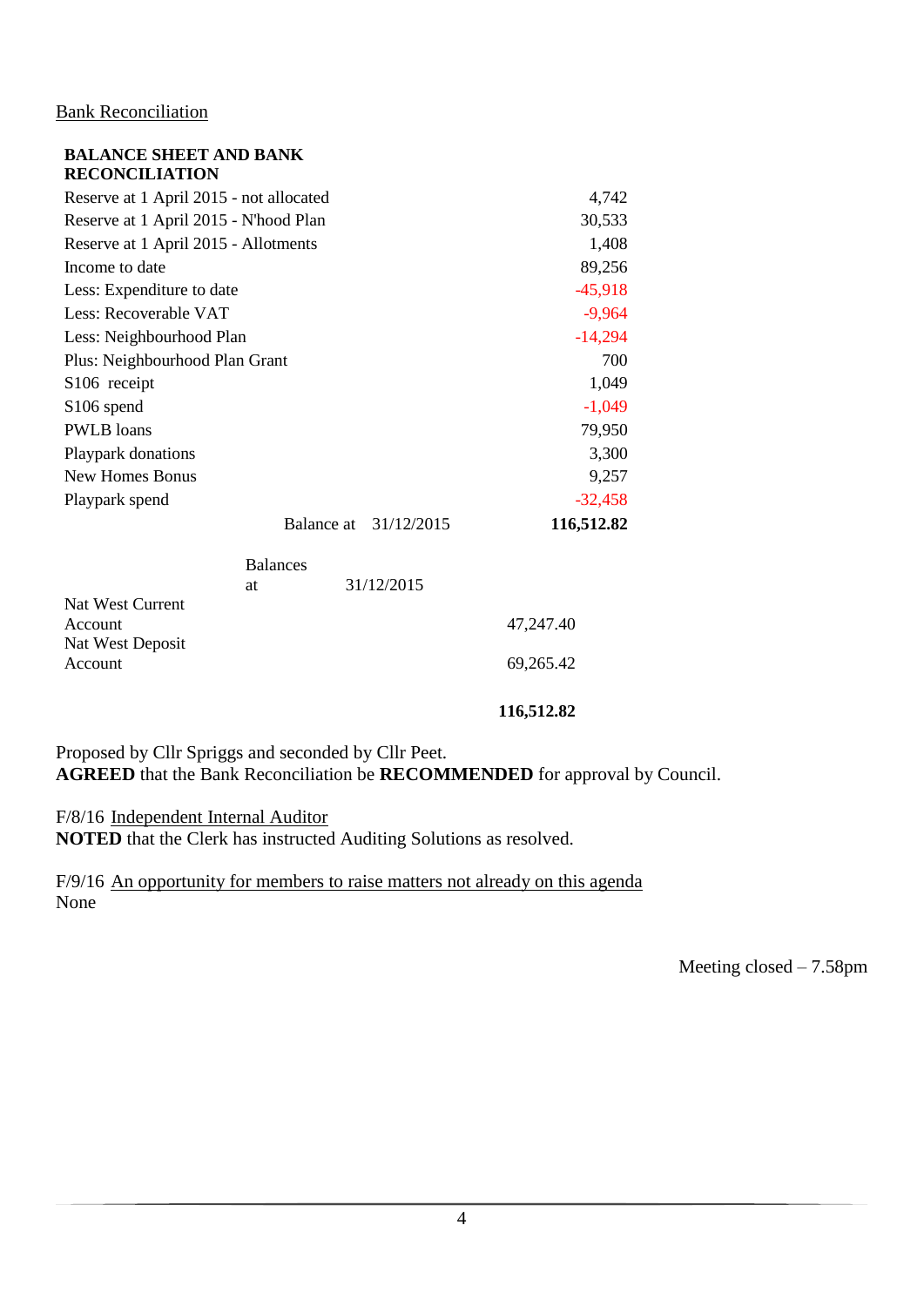Bank Reconciliation

| BALANCE SHEET AND BANK RECONCILIATION | |
|---|---|
| Reserve at 1 April 2015 - not allocated | 4,742 |
| Reserve at 1 April 2015 - N'hood Plan | 30,533 |
| Reserve at 1 April 2015 - Allotments | 1,408 |
| Income to date | 89,256 |
| Less: Expenditure to date | -45,918 |
| Less: Recoverable VAT | -9,964 |
| Less: Neighbourhood Plan | -14,294 |
| Plus: Neighbourhood Plan Grant | 700 |
| S106 receipt | 1,049 |
| S106 spend | -1,049 |
| PWLB loans | 79,950 |
| Playpark donations | 3,300 |
| New Homes Bonus | 9,257 |
| Playpark spend | -32,458 |
| Balance at 31/12/2015 | **116,512.82** |

| | Balances at 31/12/2015 |
|---|---|
| Nat West Current Account | 47,247.40 |
| Nat West Deposit Account | 69,265.42 |
| | **116,512.82** |

Proposed by Cllr Spriggs and seconded by Cllr Peet.
**AGREED** that the Bank Reconciliation be **RECOMMENDED** for approval by Council.

F/8/16 Independent Internal Auditor
**NOTED** that the Clerk has instructed Auditing Solutions as resolved.

F/9/16 An opportunity for members to raise matters not already on this agenda
None

Meeting closed – 7.58pm